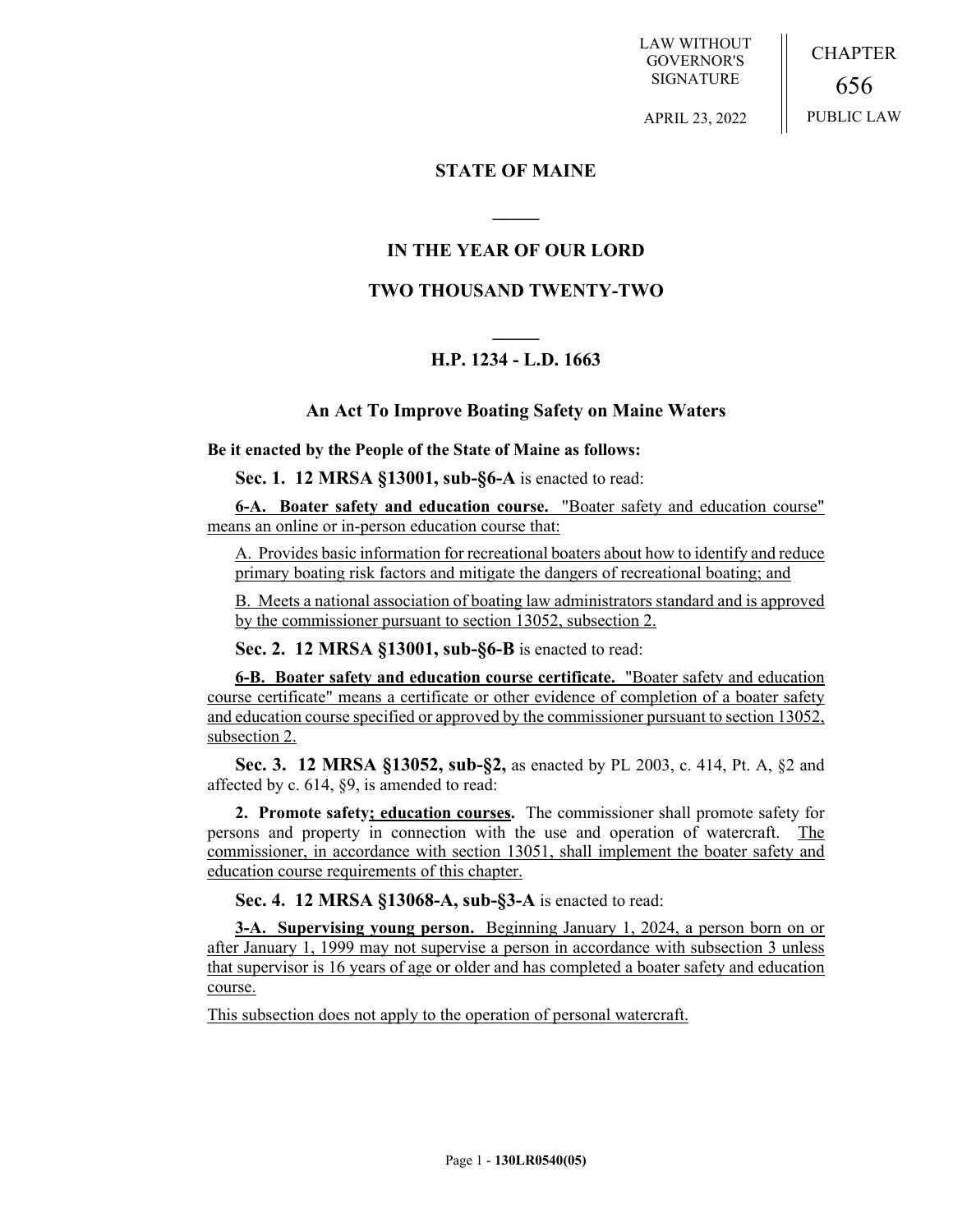LAW WITHOUT GOVERNOR'S SIGNATURE

APRIL 23, 2022

CHAPTER 656

PUBLIC LAW

# STATE OF MAINE

## IN THE YEAR OF OUR LORD

## TWO THOUSAND TWENTY-TWO

### H.P. 1234 - L.D. 1663

### An Act To Improve Boating Safety on Maine Waters

**Be it enacted by the People of the State of Maine as follows:**

**Sec. 1. 12 MRSA §13001, sub-§6-A** is enacted to read:

**6-A. Boater safety and education course.** "Boater safety and education course" means an online or in-person education course that:

A. Provides basic information for recreational boaters about how to identify and reduce primary boating risk factors and mitigate the dangers of recreational boating; and

B. Meets a national association of boating law administrators standard and is approved by the commissioner pursuant to section 13052, subsection 2.

**Sec. 2. 12 MRSA §13001, sub-§6-B** is enacted to read:

**6-B. Boater safety and education course certificate.** "Boater safety and education course certificate" means a certificate or other evidence of completion of a boater safety and education course specified or approved by the commissioner pursuant to section 13052, subsection 2.

**Sec. 3. 12 MRSA §13052, sub-§2,** as enacted by PL 2003, c. 414, Pt. A, §2 and affected by c. 614, §9, is amended to read:

**2. Promote safety; education courses.** The commissioner shall promote safety for persons and property in connection with the use and operation of watercraft. The commissioner, in accordance with section 13051, shall implement the boater safety and education course requirements of this chapter.

**Sec. 4. 12 MRSA §13068-A, sub-§3-A** is enacted to read:

**3-A. Supervising young person.** Beginning January 1, 2024, a person born on or after January 1, 1999 may not supervise a person in accordance with subsection 3 unless that supervisor is 16 years of age or older and has completed a boater safety and education course.

This subsection does not apply to the operation of personal watercraft.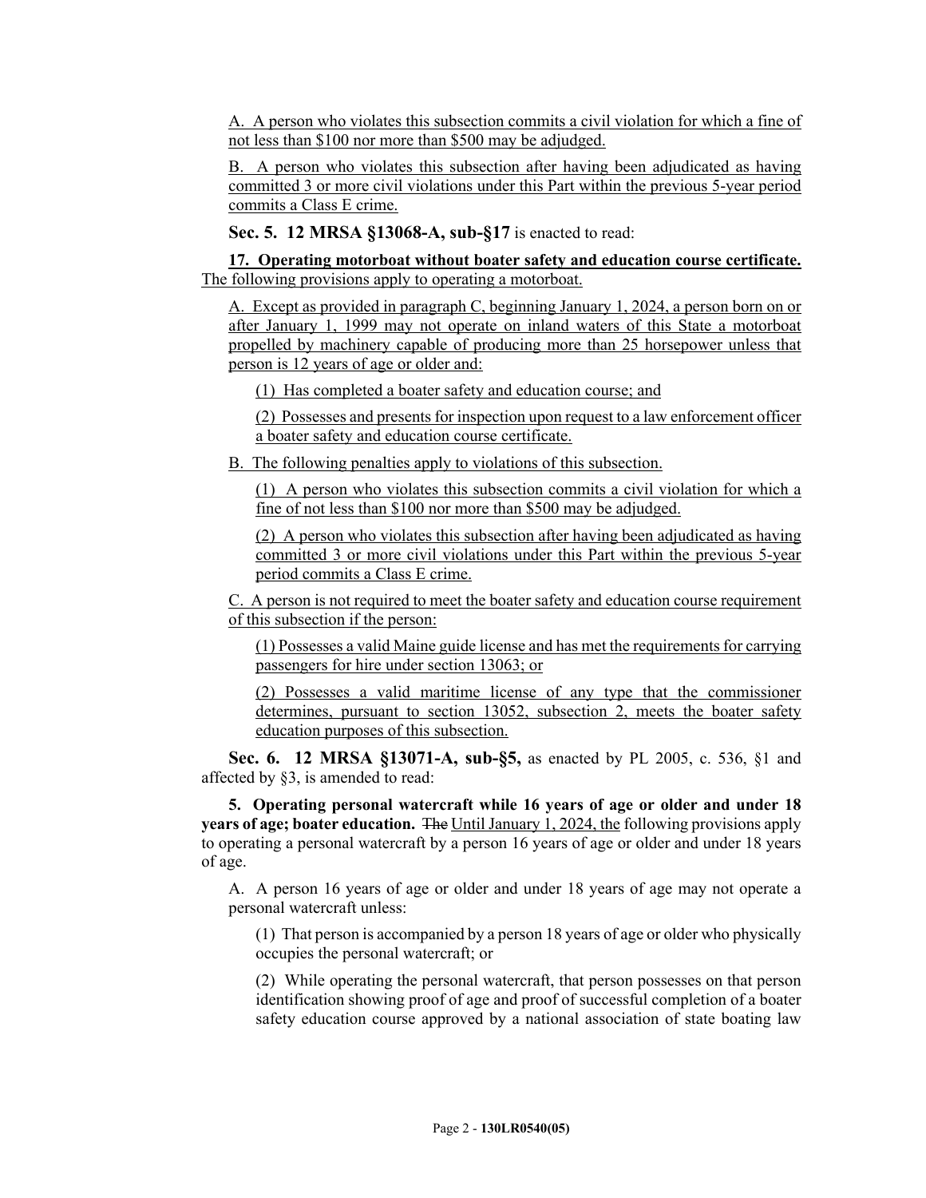A. A person who violates this subsection commits a civil violation for which a fine of not less than $100 nor more than $500 may be adjudged.

B. A person who violates this subsection after having been adjudicated as having committed 3 or more civil violations under this Part within the previous 5-year period commits a Class E crime.

**Sec. 5. 12 MRSA §13068-A, sub-§17** is enacted to read:

**17. Operating motorboat without boater safety and education course certificate.** The following provisions apply to operating a motorboat.

A. Except as provided in paragraph C, beginning January 1, 2024, a person born on or after January 1, 1999 may not operate on inland waters of this State a motorboat propelled by machinery capable of producing more than 25 horsepower unless that person is 12 years of age or older and:

(1) Has completed a boater safety and education course; and

(2) Possesses and presents for inspection upon request to a law enforcement officer a boater safety and education course certificate.

B. The following penalties apply to violations of this subsection.

(1) A person who violates this subsection commits a civil violation for which a fine of not less than $100 nor more than $500 may be adjudged.

(2) A person who violates this subsection after having been adjudicated as having committed 3 or more civil violations under this Part within the previous 5-year period commits a Class E crime.

C. A person is not required to meet the boater safety and education course requirement of this subsection if the person:

(1) Possesses a valid Maine guide license and has met the requirements for carrying passengers for hire under section 13063; or

(2) Possesses a valid maritime license of any type that the commissioner determines, pursuant to section 13052, subsection 2, meets the boater safety education purposes of this subsection.

**Sec. 6. 12 MRSA §13071-A, sub-§5,** as enacted by PL 2005, c. 536, §1 and affected by §3, is amended to read:

**5. Operating personal watercraft while 16 years of age or older and under 18 years of age; boater education.** ~~The~~ Until January 1, 2024, the following provisions apply to operating a personal watercraft by a person 16 years of age or older and under 18 years of age.

A. A person 16 years of age or older and under 18 years of age may not operate a personal watercraft unless:

(1) That person is accompanied by a person 18 years of age or older who physically occupies the personal watercraft; or

(2) While operating the personal watercraft, that person possesses on that person identification showing proof of age and proof of successful completion of a boater safety education course approved by a national association of state boating law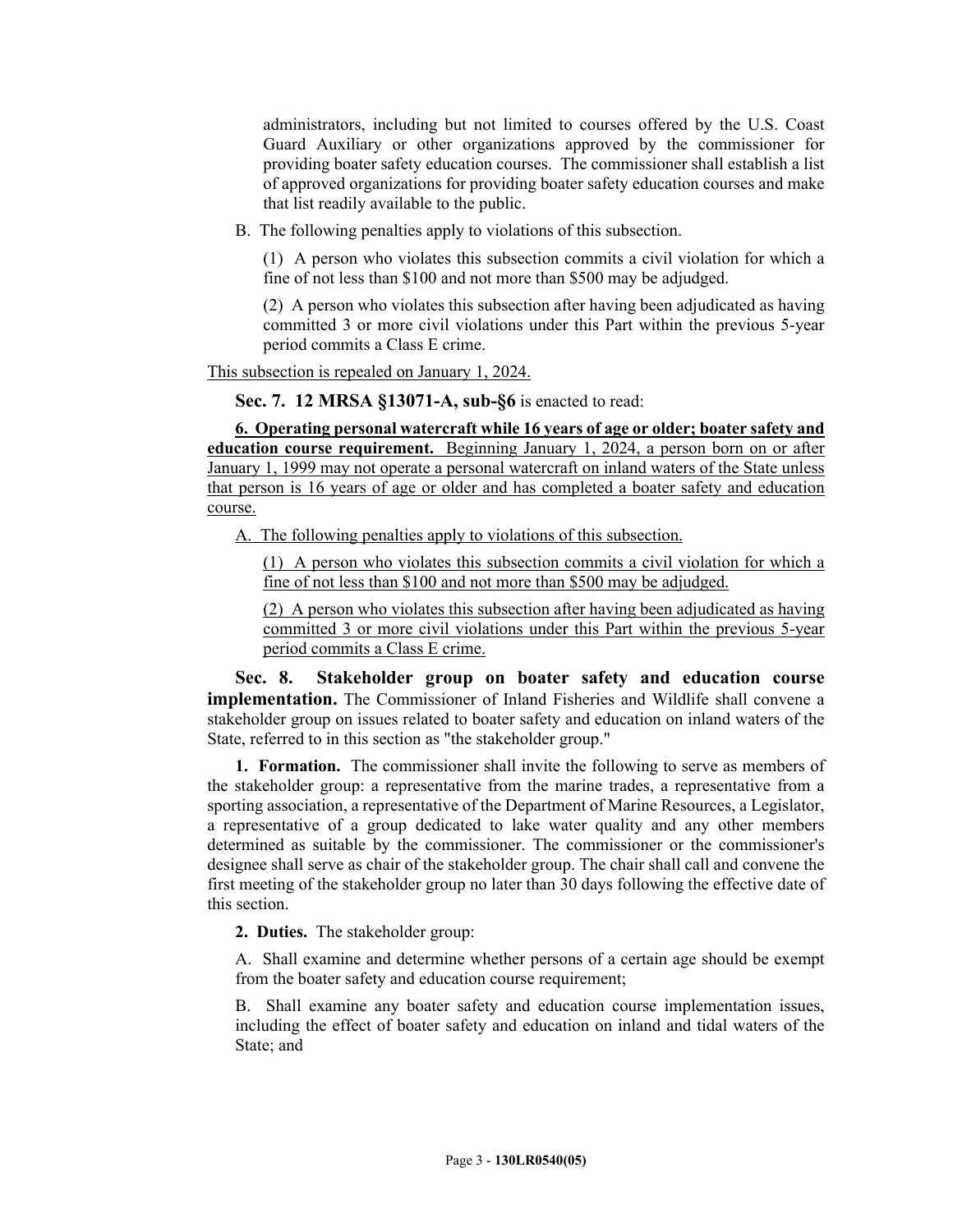administrators, including but not limited to courses offered by the U.S. Coast Guard Auxiliary or other organizations approved by the commissioner for providing boater safety education courses. The commissioner shall establish a list of approved organizations for providing boater safety education courses and make that list readily available to the public.

B. The following penalties apply to violations of this subsection.

(1) A person who violates this subsection commits a civil violation for which a fine of not less than $100 and not more than $500 may be adjudged.

(2) A person who violates this subsection after having been adjudicated as having committed 3 or more civil violations under this Part within the previous 5-year period commits a Class E crime.

This subsection is repealed on January 1, 2024.

**Sec. 7. 12 MRSA §13071-A, sub-§6** is enacted to read:

**6. Operating personal watercraft while 16 years of age or older; boater safety and education course requirement.** Beginning January 1, 2024, a person born on or after January 1, 1999 may not operate a personal watercraft on inland waters of the State unless that person is 16 years of age or older and has completed a boater safety and education course.

A. The following penalties apply to violations of this subsection.

(1) A person who violates this subsection commits a civil violation for which a fine of not less than $100 and not more than $500 may be adjudged.

(2) A person who violates this subsection after having been adjudicated as having committed 3 or more civil violations under this Part within the previous 5-year period commits a Class E crime.

**Sec. 8. Stakeholder group on boater safety and education course implementation.** The Commissioner of Inland Fisheries and Wildlife shall convene a stakeholder group on issues related to boater safety and education on inland waters of the State, referred to in this section as "the stakeholder group."

**1. Formation.** The commissioner shall invite the following to serve as members of the stakeholder group: a representative from the marine trades, a representative from a sporting association, a representative of the Department of Marine Resources, a Legislator, a representative of a group dedicated to lake water quality and any other members determined as suitable by the commissioner. The commissioner or the commissioner's designee shall serve as chair of the stakeholder group. The chair shall call and convene the first meeting of the stakeholder group no later than 30 days following the effective date of this section.

**2. Duties.** The stakeholder group:

A. Shall examine and determine whether persons of a certain age should be exempt from the boater safety and education course requirement;

B. Shall examine any boater safety and education course implementation issues, including the effect of boater safety and education on inland and tidal waters of the State; and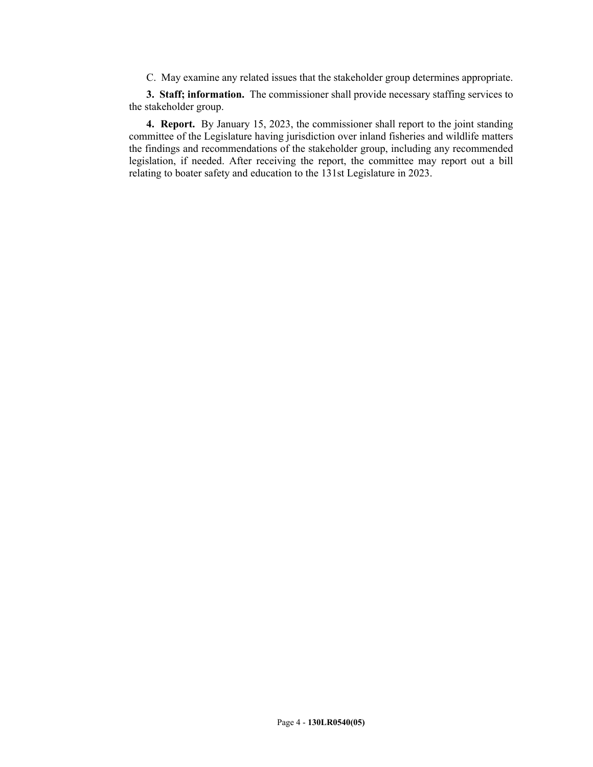C. May examine any related issues that the stakeholder group determines appropriate.

**3. Staff; information.** The commissioner shall provide necessary staffing services to the stakeholder group.

**4. Report.** By January 15, 2023, the commissioner shall report to the joint standing committee of the Legislature having jurisdiction over inland fisheries and wildlife matters the findings and recommendations of the stakeholder group, including any recommended legislation, if needed. After receiving the report, the committee may report out a bill relating to boater safety and education to the 131st Legislature in 2023.